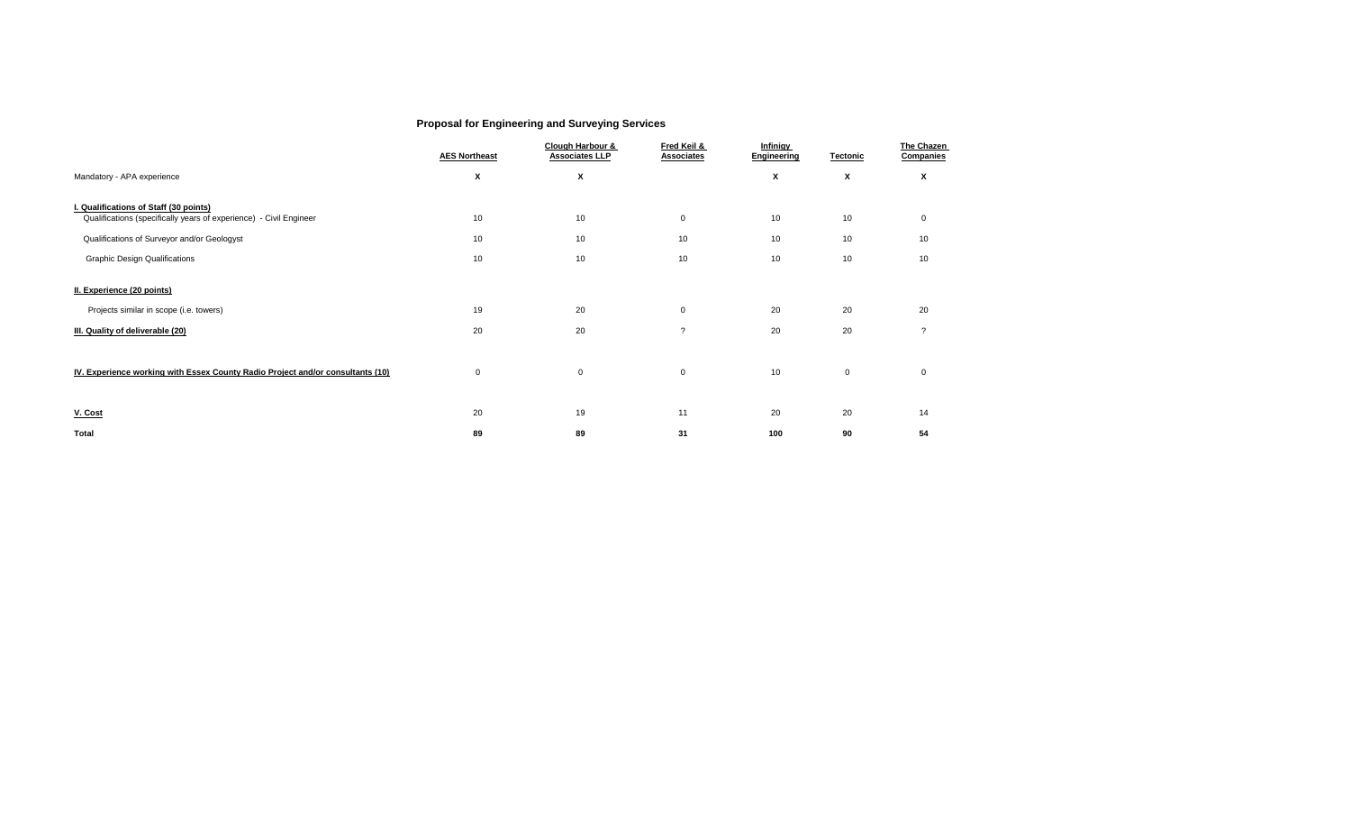# Proposal for Engineering and Surveying Services

| | AES Northeast | Clough Harbour & Associates LLP | Fred Keil & Associates | Infinigy Engineering | Tectonic | The Chazen Companies |
|---|---|---|---|---|---|---|
| Mandatory - APA experience | X | X | | X | X | X |
| **I. Qualifications of Staff (30 points)** | | | | | | |
| Qualifications (specifically years of experience) - Civil Engineer | 10 | 10 | 0 | 10 | 10 | 0 |
| Qualifications of Surveyor and/or Geologyst | 10 | 10 | 10 | 10 | 10 | 10 |
| Graphic Design Qualifications | 10 | 10 | 10 | 10 | 10 | 10 |
| **II. Experience (20 points)** | | | | | | |
| Projects similar in scope (i.e. towers) | 19 | 20 | 0 | 20 | 20 | 20 |
| **III. Quality of deliverable (20)** | 20 | 20 | ? | 20 | 20 | ? |
| **IV. Experience working with Essex County Radio Project and/or consultants (10)** | 0 | 0 | 0 | 10 | 0 | 0 |
| **V. Cost** | 20 | 19 | 11 | 20 | 20 | 14 |
| **Total** | **89** | **89** | **31** | **100** | **90** | **54** |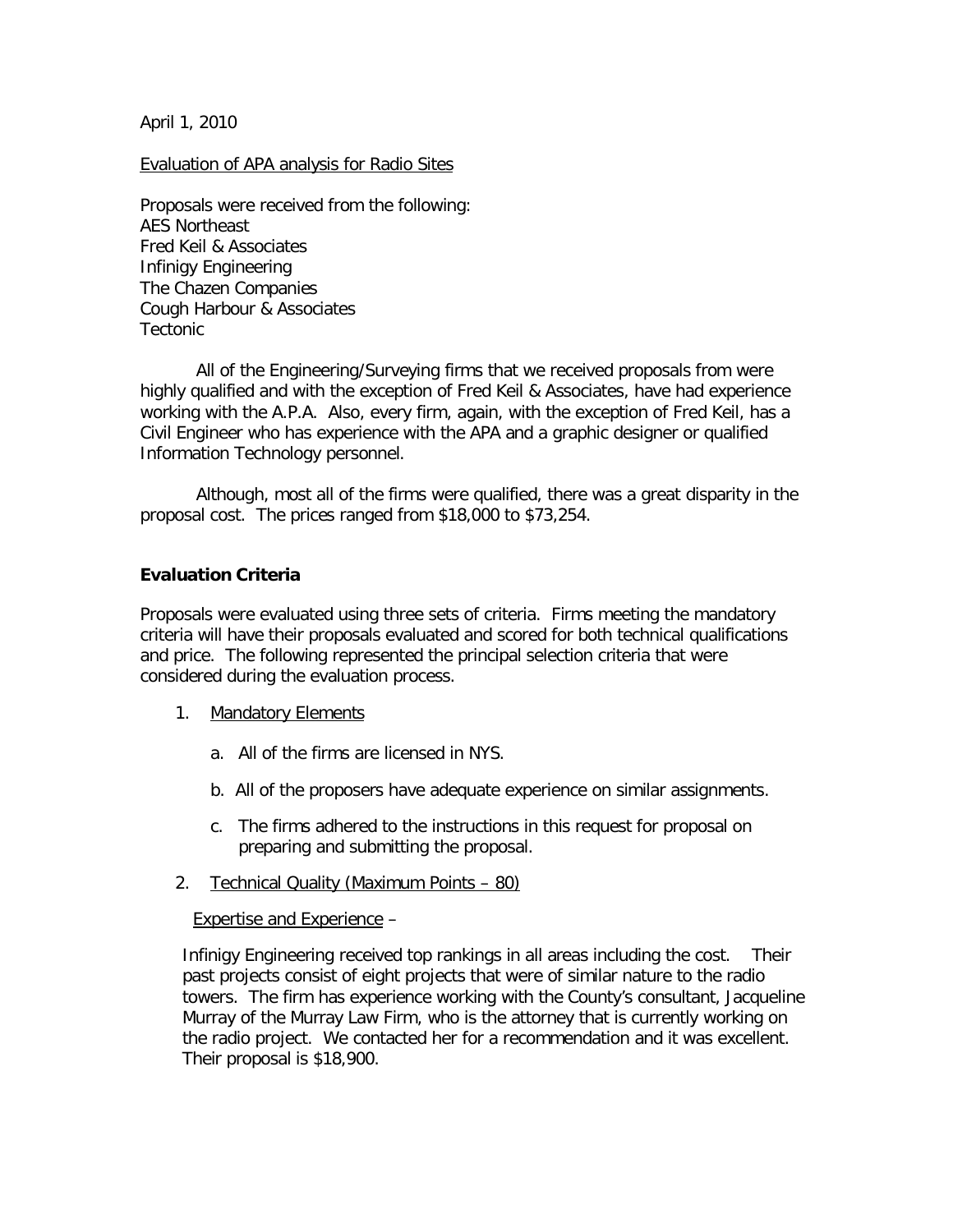April 1, 2010

Evaluation of APA analysis for Radio Sites

Proposals were received from the following:
AES Northeast
Fred Keil & Associates
Infinigy Engineering
The Chazen Companies
Cough Harbour & Associates
Tectonic

All of the Engineering/Surveying firms that we received proposals from were highly qualified and with the exception of Fred Keil & Associates, have had experience working with the A.P.A. Also, every firm, again, with the exception of Fred Keil, has a Civil Engineer who has experience with the APA and a graphic designer or qualified Information Technology personnel.

Although, most all of the firms were qualified, there was a great disparity in the proposal cost. The prices ranged from $18,000 to $73,254.

**Evaluation Criteria**

Proposals were evaluated using three sets of criteria. Firms meeting the mandatory criteria will have their proposals evaluated and scored for both technical qualifications and price. The following represented the principal selection criteria that were considered during the evaluation process.

1. Mandatory Elements

   a. All of the firms are licensed in NYS.

   b. All of the proposers have adequate experience on similar assignments.

   c. The firms adhered to the instructions in this request for proposal on preparing and submitting the proposal.

2. Technical Quality (Maximum Points – 80)

   Expertise and Experience –

   Infinigy Engineering received top rankings in all areas including the cost. Their past projects consist of eight projects that were of similar nature to the radio towers. The firm has experience working with the County's consultant, Jacqueline Murray of the Murray Law Firm, who is the attorney that is currently working on the radio project. We contacted her for a recommendation and it was excellent. Their proposal is $18,900.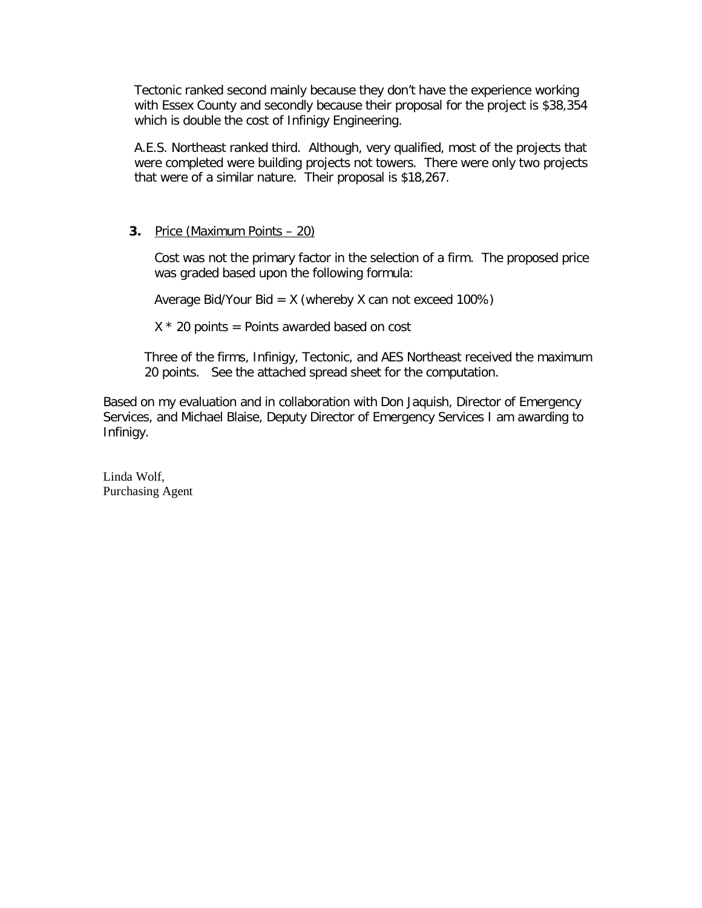Tectonic ranked second mainly because they don't have the experience working with Essex County and secondly because their proposal for the project is $38,354 which is double the cost of Infinigy Engineering.

A.E.S. Northeast ranked third. Although, very qualified, most of the projects that were completed were building projects not towers. There were only two projects that were of a similar nature. Their proposal is $18,267.

**3.** Price (Maximum Points – 20)

Cost was not the primary factor in the selection of a firm. The proposed price was graded based upon the following formula:

Average Bid/Your Bid = X (whereby X can not exceed 100%)

X * 20 points = Points awarded based on cost

Three of the firms, Infinigy, Tectonic, and AES Northeast received the maximum 20 points. See the attached spread sheet for the computation.

Based on my evaluation and in collaboration with Don Jaquish, Director of Emergency Services, and Michael Blaise, Deputy Director of Emergency Services I am awarding to Infinigy.

Linda Wolf,
Purchasing Agent